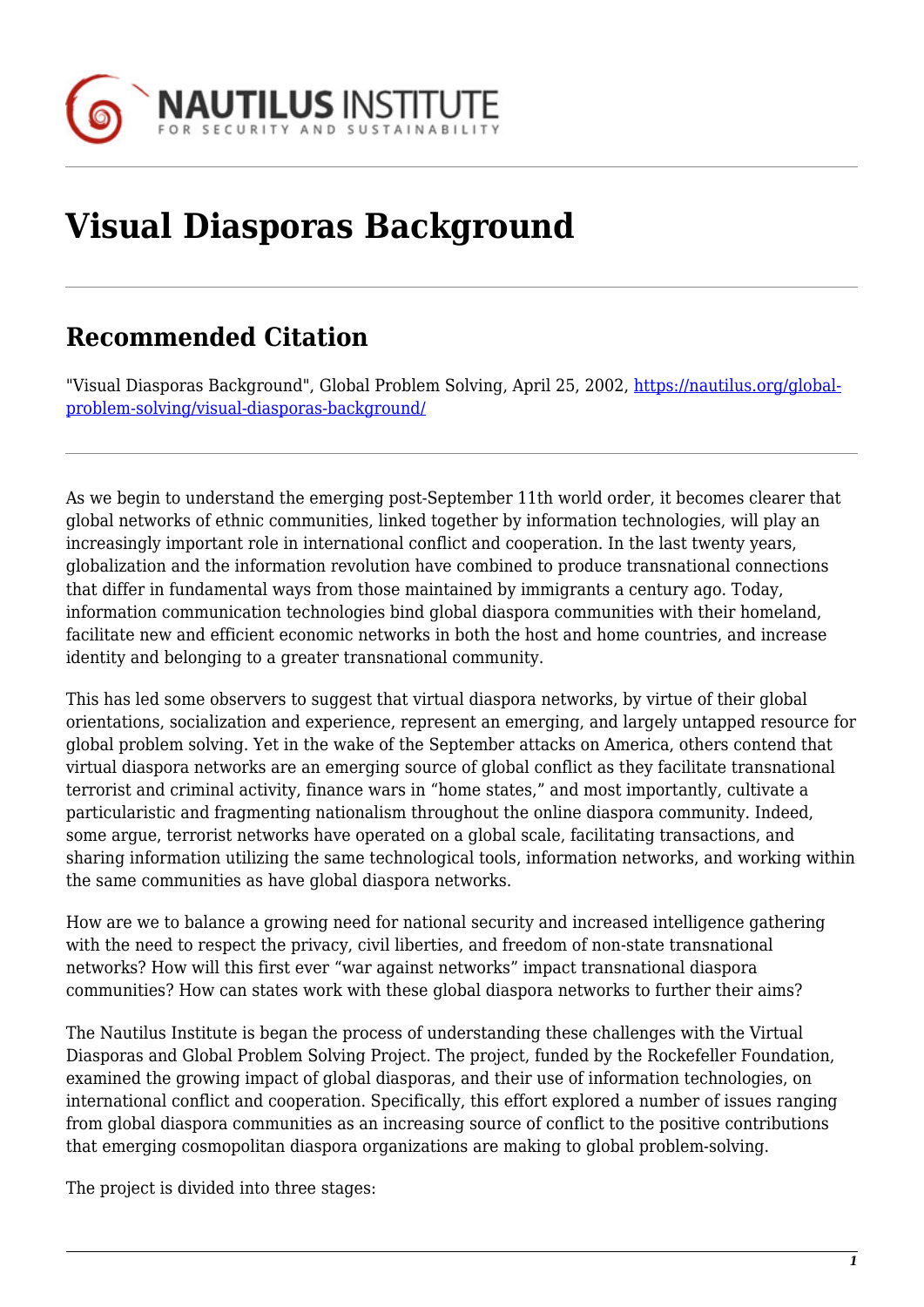# Visual Diasporas Background

## Recommended Citation

"Visual Diasporas Background", Global Problem Solving, April 25, 2002, https://nautilus.org/global-problem-solving/visual-diasporas-background/

As we begin to understand the emerging post-September 11th world order, it becomes clearer that global networks of ethnic communities, linked together by information technologies, will play an increasingly important role in international conflict and cooperation. In the last twenty years, globalization and the information revolution have combined to produce transnational connections that differ in fundamental ways from those maintained by immigrants a century ago. Today, information communication technologies bind global diaspora communities with their homeland, facilitate new and efficient economic networks in both the host and home countries, and increase identity and belonging to a greater transnational community.

This has led some observers to suggest that virtual diaspora networks, by virtue of their global orientations, socialization and experience, represent an emerging, and largely untapped resource for global problem solving. Yet in the wake of the September attacks on America, others contend that virtual diaspora networks are an emerging source of global conflict as they facilitate transnational terrorist and criminal activity, finance wars in "home states," and most importantly, cultivate a particularistic and fragmenting nationalism throughout the online diaspora community. Indeed, some argue, terrorist networks have operated on a global scale, facilitating transactions, and sharing information utilizing the same technological tools, information networks, and working within the same communities as have global diaspora networks.

How are we to balance a growing need for national security and increased intelligence gathering with the need to respect the privacy, civil liberties, and freedom of non-state transnational networks? How will this first ever "war against networks" impact transnational diaspora communities? How can states work with these global diaspora networks to further their aims?

The Nautilus Institute is began the process of understanding these challenges with the Virtual Diasporas and Global Problem Solving Project. The project, funded by the Rockefeller Foundation, examined the growing impact of global diasporas, and their use of information technologies, on international conflict and cooperation. Specifically, this effort explored a number of issues ranging from global diaspora communities as an increasing source of conflict to the positive contributions that emerging cosmopolitan diaspora organizations are making to global problem-solving.

The project is divided into three stages: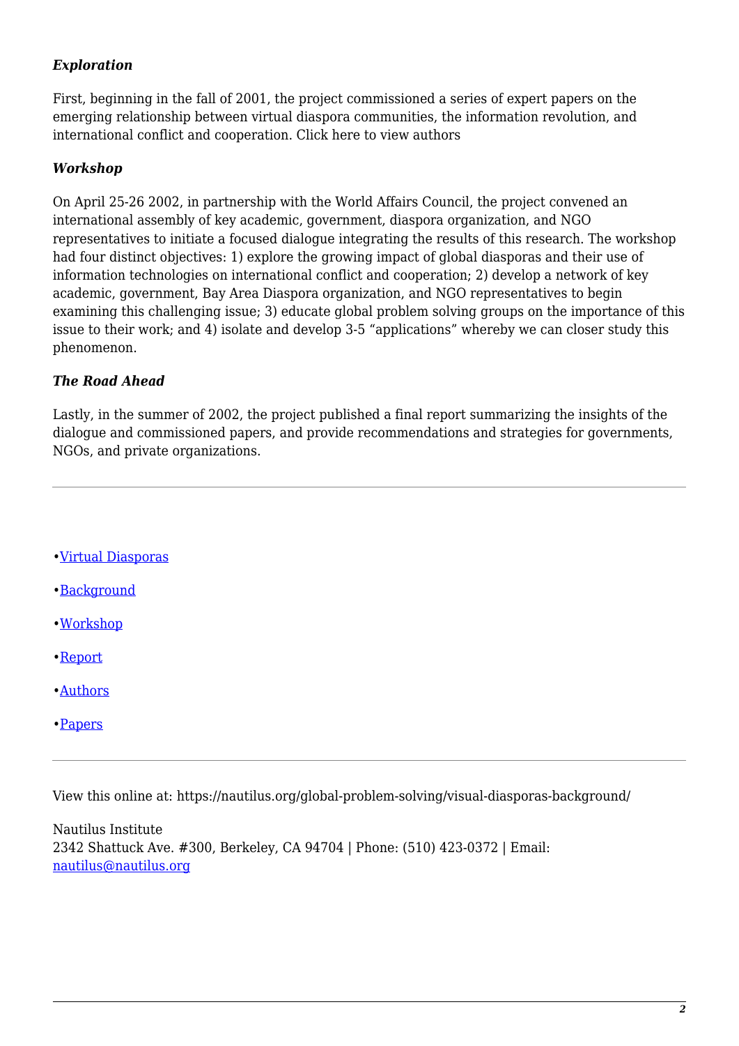### *Exploration*

First, beginning in the fall of 2001, the project commissioned a series of expert papers on the emerging relationship between virtual diaspora communities, the information revolution, and international conflict and cooperation. Click here to view authors

### *Workshop*

On April 25-26 2002, in partnership with the World Affairs Council, the project convened an international assembly of key academic, government, diaspora organization, and NGO representatives to initiate a focused dialogue integrating the results of this research. The workshop had four distinct objectives: 1) explore the growing impact of global diasporas and their use of information technologies on international conflict and cooperation; 2) develop a network of key academic, government, Bay Area Diaspora organization, and NGO representatives to begin examining this challenging issue; 3) educate global problem solving groups on the importance of this issue to their work; and 4) isolate and develop 3-5 “applications” whereby we can closer study this phenomenon.

### *The Road Ahead*

Lastly, in the summer of 2002, the project published a final report summarizing the insights of the dialogue and commissioned papers, and provide recommendations and strategies for governments, NGOs, and private organizations.

---

- Virtual Diasporas
- Background
- Workshop
- Report
- Authors
- Papers

---

View this online at: https://nautilus.org/global-problem-solving/visual-diasporas-background/

Nautilus Institute
2342 Shattuck Ave. #300, Berkeley, CA 94704 | Phone: (510) 423-0372 | Email: nautilus@nautilus.org